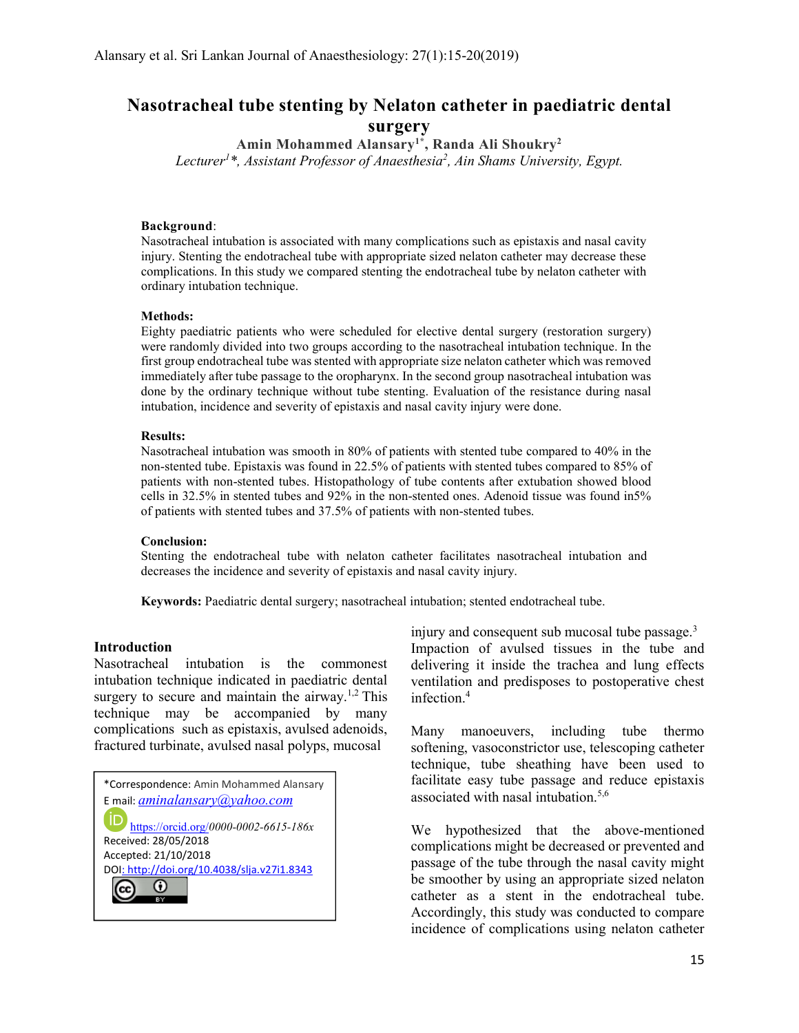# Nasotracheal tube stenting by Nelaton catheter in paediatric dental surgery

**Amin Mohammed Alansary[1]\*, Randa Ali Shoukry[2]**

*Lecturer[1]\*, Assistant Professor of Anaesthesia[2], Ain Shams University, Egypt.*

**Background**:
Nasotracheal intubation is associated with many complications such as epistaxis and nasal cavity injury. Stenting the endotracheal tube with appropriate sized nelaton catheter may decrease these complications. In this study we compared stenting the endotracheal tube by nelaton catheter with ordinary intubation technique.

**Methods:**
Eighty paediatric patients who were scheduled for elective dental surgery (restoration surgery) were randomly divided into two groups according to the nasotracheal intubation technique. In the first group endotracheal tube was stented with appropriate size nelaton catheter which was removed immediately after tube passage to the oropharynx. In the second group nasotracheal intubation was done by the ordinary technique without tube stenting. Evaluation of the resistance during nasal intubation, incidence and severity of epistaxis and nasal cavity injury were done.

**Results:**
Nasotracheal intubation was smooth in 80% of patients with stented tube compared to 40% in the non-stented tube. Epistaxis was found in 22.5% of patients with stented tubes compared to 85% of patients with non-stented tubes. Histopathology of tube contents after extubation showed blood cells in 32.5% in stented tubes and 92% in the non-stented ones. Adenoid tissue was found in5% of patients with stented tubes and 37.5% of patients with non-stented tubes.

**Conclusion:**
Stenting the endotracheal tube with nelaton catheter facilitates nasotracheal intubation and decreases the incidence and severity of epistaxis and nasal cavity injury.

**Keywords:** Paediatric dental surgery; nasotracheal intubation; stented endotracheal tube.

## Introduction

Nasotracheal intubation is the commonest intubation technique indicated in paediatric dental surgery to secure and maintain the airway.[1,2] This technique may be accompanied by many complications such as epistaxis, avulsed adenoids, fractured turbinate, avulsed nasal polyps, mucosal injury and consequent sub mucosal tube passage.[3] Impaction of avulsed tissues in the tube and delivering it inside the trachea and lung effects ventilation and predisposes to postoperative chest infection.[4]

Many manoeuvers, including tube thermo softening, vasoconstrictor use, telescoping catheter technique, tube sheathing have been used to facilitate easy tube passage and reduce epistaxis associated with nasal intubation.[5,6]

We hypothesized that the above-mentioned complications might be decreased or prevented and passage of the tube through the nasal cavity might be smoother by using an appropriate sized nelaton catheter as a stent in the endotracheal tube. Accordingly, this study was conducted to compare incidence of complications using nelaton catheter

\*Correspondence: Amin Mohammed Alansary
E mail: aminalansary@yahoo.com
https://orcid.org/0000-0002-6615-186x
Received: 28/05/2018
Accepted: 21/10/2018
DOI: http://doi.org/10.4038/slja.v27i1.8343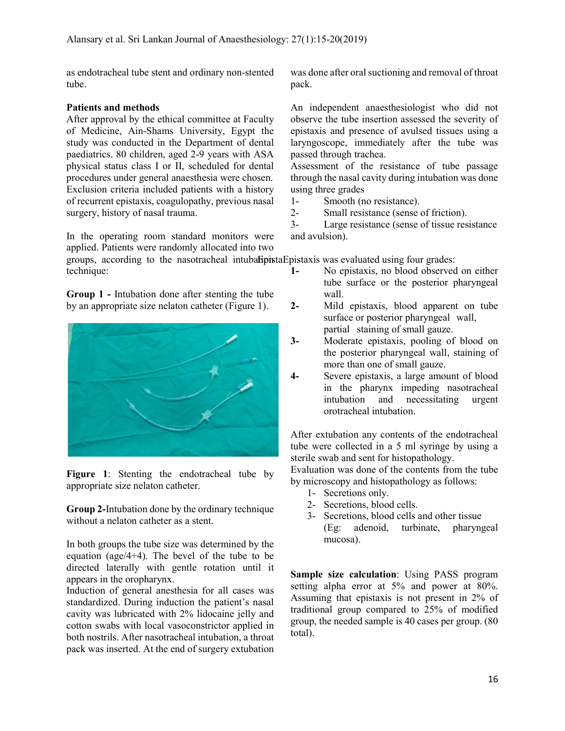as endotracheal tube stent and ordinary non-stented tube.

**Patients and methods**

After approval by the ethical committee at Faculty of Medicine, Ain-Shams University, Egypt the study was conducted in the Department of dental paediatrics. 80 children, aged 2-9 years with ASA physical status class I or II, scheduled for dental procedures under general anaesthesia were chosen. Exclusion criteria included patients with a history of recurrent epistaxis, coagulopathy, previous nasal surgery, history of nasal trauma.

In the operating room standard monitors were applied. Patients were randomly allocated into two groups, according to the nasotracheal intubation technique:

**Group 1 -** Intubation done after stenting the tube by an appropriate size nelaton catheter (Figure 1).

**Figure 1**: Stenting the endotracheal tube by appropriate size nelaton catheter.

**Group 2-**Intubation done by the ordinary technique without a nelaton catheter as a stent.

In both groups the tube size was determined by the equation (age/4+4). The bevel of the tube to be directed laterally with gentle rotation until it appears in the oropharynx.

Induction of general anesthesia for all cases was standardized. During induction the patient's nasal cavity was lubricated with 2% lidocaine jelly and cotton swabs with local vasoconstrictor applied in both nostrils. After nasotracheal intubation, a throat pack was inserted. At the end of surgery extubation was done after oral suctioning and removal of throat pack.

An independent anaesthesiologist who did not observe the tube insertion assessed the severity of epistaxis and presence of avulsed tissues using a laryngoscope, immediately after the tube was passed through trachea.

Assessment of the resistance of tube passage through the nasal cavity during intubation was done using three grades

1- Smooth (no resistance).
2- Small resistance (sense of friction).
3- Large resistance (sense of tissue resistance and avulsion).

Epistaxis was evaluated using four grades:

**1-** No epistaxis, no blood observed on either tube surface or the posterior pharyngeal wall.
**2-** Mild epistaxis, blood apparent on tube surface or posterior pharyngeal wall, partial staining of small gauze.
**3-** Moderate epistaxis, pooling of blood on the posterior pharyngeal wall, staining of more than one of small gauze.
**4-** Severe epistaxis, a large amount of blood in the pharynx impeding nasotracheal intubation and necessitating urgent orotracheal intubation.

After extubation any contents of the endotracheal tube were collected in a 5 ml syringe by using a sterile swab and sent for histopathology.

Evaluation was done of the contents from the tube by microscopy and histopathology as follows:

1- Secretions only.
2- Secretions, blood cells.
3- Secretions, blood cells and other tissue (Eg: adenoid, turbinate, pharyngeal mucosa).

**Sample size calculation**: Using PASS program setting alpha error at 5% and power at 80%. Assuming that epistaxis is not present in 2% of traditional group compared to 25% of modified group, the needed sample is 40 cases per group. (80 total).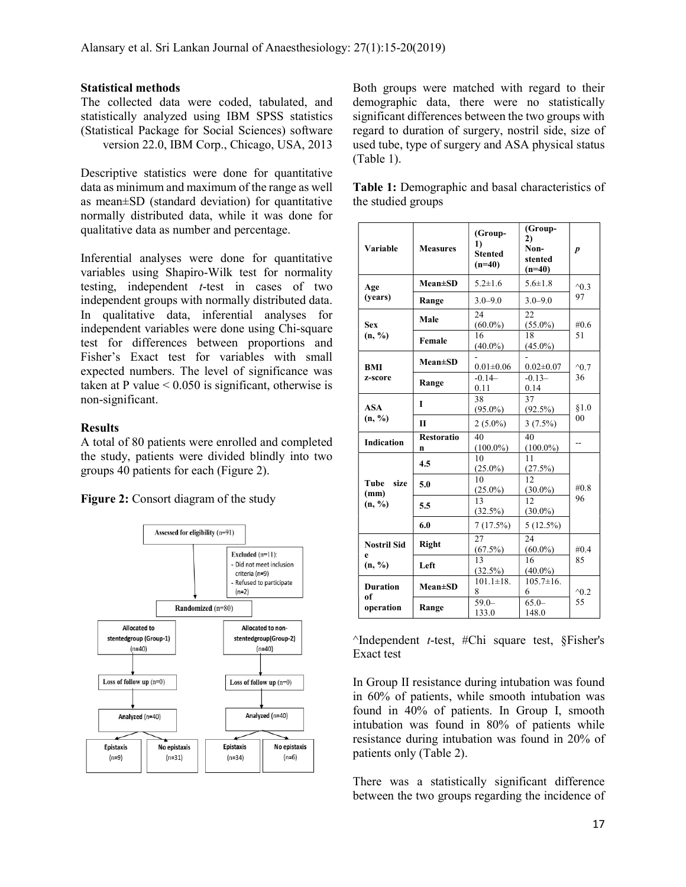### Statistical methods

The collected data were coded, tabulated, and statistically analyzed using IBM SPSS statistics (Statistical Package for Social Sciences) software version 22.0, IBM Corp., Chicago, USA, 2013

Descriptive statistics were done for quantitative data as minimum and maximum of the range as well as mean±SD (standard deviation) for quantitative normally distributed data, while it was done for qualitative data as number and percentage.

Inferential analyses were done for quantitative variables using Shapiro-Wilk test for normality testing, independent *t*-test in cases of two independent groups with normally distributed data. In qualitative data, inferential analyses for independent variables were done using Chi-square test for differences between proportions and Fisher's Exact test for variables with small expected numbers. The level of significance was taken at P value < 0.050 is significant, otherwise is non-significant.

### Results

A total of 80 patients were enrolled and completed the study, patients were divided blindly into two groups 40 patients for each (Figure 2).

**Figure 2:** Consort diagram of the study

- Assessed for eligibility (n=91)
- Excluded (n=11):
  - Did not meet inclusion criteria (n=9)
  - Refused to participate (n=2)
- Randomized (n=80)
  - Allocated to stentedgroup (Group-1) (n=40) → Loss of follow up (n=0) → Analyzed (n=40) → Epistaxis (n=9); No epistaxis (n=31)
  - Allocated to non-stentedgroup(Group-2) (n=40) → Loss of follow up (n=0) → Analyzed (n=40) → Epistaxis (n=34); No epistaxis (n=6)

Both groups were matched with regard to their demographic data, there were no statistically significant differences between the two groups with regard to duration of surgery, nostril side, size of used tube, type of surgery and ASA physical status (Table 1).

**Table 1:** Demographic and basal characteristics of the studied groups

| Variable | Measures | (Group-1) Stented (n=40) | (Group-2) Non-stented (n=40) | *p* |
|---|---|---|---|---|
| Age (years) | Mean±SD | 5.2±1.6 | 5.6±1.8 | ^0.397 |
| | Range | 3.0–9.0 | 3.0–9.0 | |
| Sex (n, %) | Male | 24 (60.0%) | 22 (55.0%) | #0.651 |
| | Female | 16 (40.0%) | 18 (45.0%) | |
| BMI z-score | Mean±SD | -0.01±0.06 | -0.02±0.07 | ^0.736 |
| | Range | -0.14–0.11 | -0.13–0.14 | |
| ASA (n, %) | I | 38 (95.0%) | 37 (92.5%) | §1.000 |
| | II | 2 (5.0%) | 3 (7.5%) | |
| Indication | Restoration | 40 (100.0%) | 40 (100.0%) | -- |
| Tube size (mm) (n, %) | 4.5 | 10 (25.0%) | 11 (27.5%) | #0.896 |
| | 5.0 | 10 (25.0%) | 12 (30.0%) | |
| | 5.5 | 13 (32.5%) | 12 (30.0%) | |
| | 6.0 | 7 (17.5%) | 5 (12.5%) | |
| Nostril Side (n, %) | Right | 27 (67.5%) | 24 (60.0%) | #0.485 |
| | Left | 13 (32.5%) | 16 (40.0%) | |
| Duration of operation | Mean±SD | 101.1±18.8 | 105.7±16.6 | ^0.255 |
| | Range | 59.0–133.0 | 65.0–148.0 | |

^Independent *t*-test, #Chi square test, §Fisher's Exact test

In Group II resistance during intubation was found in 60% of patients, while smooth intubation was found in 40% of patients. In Group I, smooth intubation was found in 80% of patients while resistance during intubation was found in 20% of patients only (Table 2).

There was a statistically significant difference between the two groups regarding the incidence of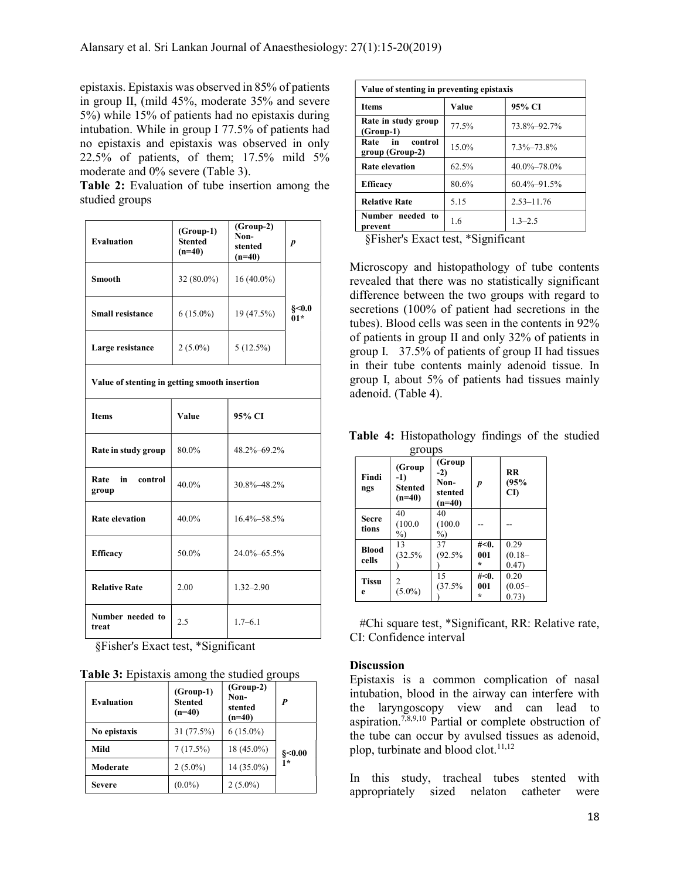epistaxis. Epistaxis was observed in 85% of patients in group II, (mild 45%, moderate 35% and severe 5%) while 15% of patients had no epistaxis during intubation. While in group I 77.5% of patients had no epistaxis and epistaxis was observed in only 22.5% of patients, of them; 17.5% mild 5% moderate and 0% severe (Table 3).

**Table 2:** Evaluation of tube insertion among the studied groups

| Evaluation | (Group-1) Stented (n=40) | (Group-2) Non-stented (n=40) | p |
|---|---|---|---|
| Smooth | 32 (80.0%) | 16 (40.0%) | §<0.001* |
| Small resistance | 6 (15.0%) | 19 (47.5%) | |
| Large resistance | 2 (5.0%) | 5 (12.5%) | |
| **Value of stenting in getting smooth insertion** | | | |
| Items | Value | 95% CI | |
| Rate in study group | 80.0% | 48.2%–69.2% | |
| Rate in control group | 40.0% | 30.8%–48.2% | |
| Rate elevation | 40.0% | 16.4%–58.5% | |
| Efficacy | 50.0% | 24.0%–65.5% | |
| Relative Rate | 2.00 | 1.32–2.90 | |
| Number needed to treat | 2.5 | 1.7–6.1 | |

§Fisher's Exact test, *Significant

**Table 3:** Epistaxis among the studied groups

| Evaluation | (Group-1) Stented (n=40) | (Group-2) Non-stented (n=40) | P |
|---|---|---|---|
| No epistaxis | 31 (77.5%) | 6 (15.0%) | §<0.001* |
| Mild | 7 (17.5%) | 18 (45.0%) | |
| Moderate | 2 (5.0%) | 14 (35.0%) | |
| Severe | (0.0%) | 2 (5.0%) | |
| **Value of stenting in preventing epistaxis** | | | |
| Items | Value | 95% CI | |
| Rate in study group (Group-1) | 77.5% | 73.8%–92.7% | |
| Rate in control group (Group-2) | 15.0% | 7.3%–73.8% | |
| Rate elevation | 62.5% | 40.0%–78.0% | |
| Efficacy | 80.6% | 60.4%–91.5% | |
| Relative Rate | 5.15 | 2.53–11.76 | |
| Number needed to prevent | 1.6 | 1.3–2.5 | |

§Fisher's Exact test, *Significant

Microscopy and histopathology of tube contents revealed that there was no statistically significant difference between the two groups with regard to secretions (100% of patient had secretions in the tubes). Blood cells was seen in the contents in 92% of patients in group II and only 32% of patients in group I. 37.5% of patients of group II had tissues in their tube contents mainly adenoid tissue. In group I, about 5% of patients had tissues mainly adenoid. (Table 4).

**Table 4:** Histopathology findings of the studied groups

| Findings | (Group-1) Stented (n=40) | (Group-2) Non-stented (n=40) | p | RR (95% CI) |
|---|---|---|---|---|
| Secretions | 40 (100.0%) | 40 (100.0%) | -- | -- |
| Blood cells | 13 (32.5%) | 37 (92.5%) | #<0.001* | 0.29 (0.18–0.47) |
| Tissue | 2 (5.0%) | 15 (37.5%) | #<0.001* | 0.20 (0.05–0.73) |

#Chi square test, *Significant, RR: Relative rate, CI: Confidence interval

## Discussion

Epistaxis is a common complication of nasal intubation, blood in the airway can interfere with the laryngoscopy view and can lead to aspiration.[7,8,9,10] Partial or complete obstruction of the tube can occur by avulsed tissues as adenoid, plop, turbinate and blood clot.[11,12]

In this study, tracheal tubes stented with appropriately sized nelaton catheter were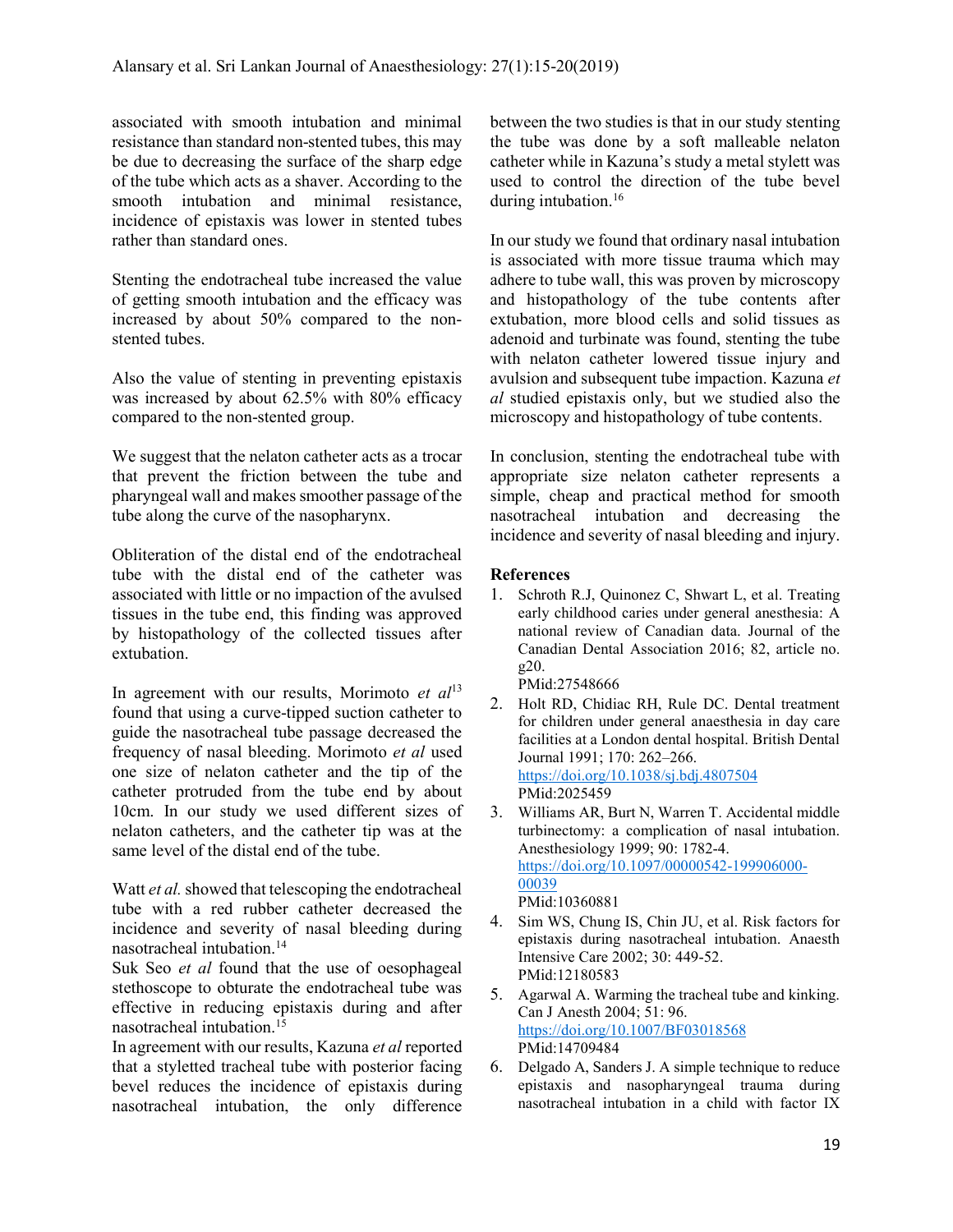associated with smooth intubation and minimal resistance than standard non-stented tubes, this may be due to decreasing the surface of the sharp edge of the tube which acts as a shaver. According to the smooth intubation and minimal resistance, incidence of epistaxis was lower in stented tubes rather than standard ones.

Stenting the endotracheal tube increased the value of getting smooth intubation and the efficacy was increased by about 50% compared to the non-stented tubes.

Also the value of stenting in preventing epistaxis was increased by about 62.5% with 80% efficacy compared to the non-stented group.

We suggest that the nelaton catheter acts as a trocar that prevent the friction between the tube and pharyngeal wall and makes smoother passage of the tube along the curve of the nasopharynx.

Obliteration of the distal end of the endotracheal tube with the distal end of the catheter was associated with little or no impaction of the avulsed tissues in the tube end, this finding was approved by histopathology of the collected tissues after extubation.

In agreement with our results, Morimoto *et al*[13] found that using a curve-tipped suction catheter to guide the nasotracheal tube passage decreased the frequency of nasal bleeding. Morimoto *et al* used one size of nelaton catheter and the tip of the catheter protruded from the tube end by about 10cm. In our study we used different sizes of nelaton catheters, and the catheter tip was at the same level of the distal end of the tube.

Watt *et al.* showed that telescoping the endotracheal tube with a red rubber catheter decreased the incidence and severity of nasal bleeding during nasotracheal intubation.[14]

Suk Seo *et al* found that the use of oesophageal stethoscope to obturate the endotracheal tube was effective in reducing epistaxis during and after nasotracheal intubation.[15]

In agreement with our results, Kazuna *et al* reported that a styletted tracheal tube with posterior facing bevel reduces the incidence of epistaxis during nasotracheal intubation, the only difference between the two studies is that in our study stenting the tube was done by a soft malleable nelaton catheter while in Kazuna's study a metal stylett was used to control the direction of the tube bevel during intubation.[16]

In our study we found that ordinary nasal intubation is associated with more tissue trauma which may adhere to tube wall, this was proven by microscopy and histopathology of the tube contents after extubation, more blood cells and solid tissues as adenoid and turbinate was found, stenting the tube with nelaton catheter lowered tissue injury and avulsion and subsequent tube impaction. Kazuna *et al* studied epistaxis only, but we studied also the microscopy and histopathology of tube contents.

In conclusion, stenting the endotracheal tube with appropriate size nelaton catheter represents a simple, cheap and practical method for smooth nasotracheal intubation and decreasing the incidence and severity of nasal bleeding and injury.

## References

1. Schroth R.J, Quinonez C, Shwart L, et al. Treating early childhood caries under general anesthesia: A national review of Canadian data. Journal of the Canadian Dental Association 2016; 82, article no. g20.
PMid:27548666
2. Holt RD, Chidiac RH, Rule DC. Dental treatment for children under general anaesthesia in day care facilities at a London dental hospital. British Dental Journal 1991; 170: 262–266.
https://doi.org/10.1038/sj.bdj.4807504
PMid:2025459
3. Williams AR, Burt N, Warren T. Accidental middle turbinectomy: a complication of nasal intubation. Anesthesiology 1999; 90: 1782-4.
https://doi.org/10.1097/00000542-199906000-00039
PMid:10360881
4. Sim WS, Chung IS, Chin JU, et al. Risk factors for epistaxis during nasotracheal intubation. Anaesth Intensive Care 2002; 30: 449-52.
PMid:12180583
5. Agarwal A. Warming the tracheal tube and kinking. Can J Anesth 2004; 51: 96.
https://doi.org/10.1007/BF03018568
PMid:14709484
6. Delgado A, Sanders J. A simple technique to reduce epistaxis and nasopharyngeal trauma during nasotracheal intubation in a child with factor IX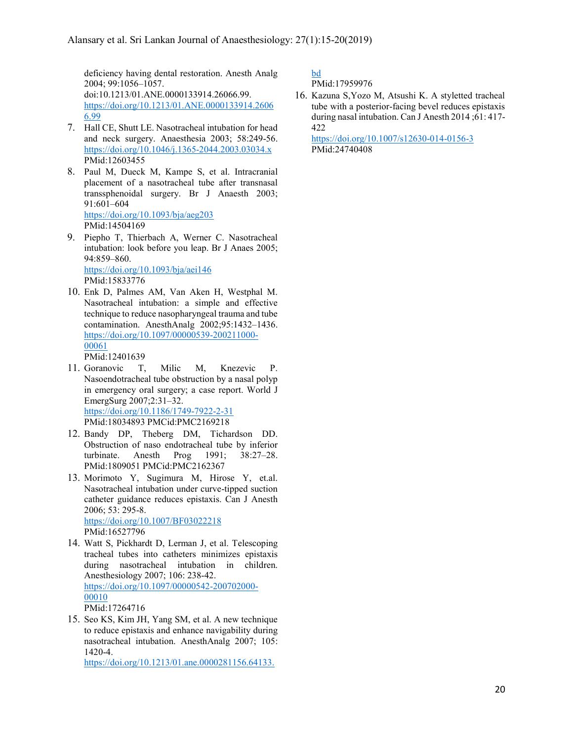deficiency having dental restoration. Anesth Analg 2004; 99:1056–1057. doi:10.1213/01.ANE.0000133914.26066.99. https://doi.org/10.1213/01.ANE.0000133914.26066.99

7. Hall CE, Shutt LE. Nasotracheal intubation for head and neck surgery. Anaesthesia 2003; 58:249-56. https://doi.org/10.1046/j.1365-2044.2003.03034.x PMid:12603455
8. Paul M, Dueck M, Kampe S, et al. Intracranial placement of a nasotracheal tube after transnasal transsphenoidal surgery. Br J Anaesth 2003; 91:601–604 https://doi.org/10.1093/bja/aeg203 PMid:14504169
9. Piepho T, Thierbach A, Werner C. Nasotracheal intubation: look before you leap. Br J Anaes 2005; 94:859–860. https://doi.org/10.1093/bja/aei146 PMid:15833776
10. Enk D, Palmes AM, Van Aken H, Westphal M. Nasotracheal intubation: a simple and effective technique to reduce nasopharyngeal trauma and tube contamination. AnesthAnalg 2002;95:1432–1436. https://doi.org/10.1097/00000539-200211000-00061 PMid:12401639
11. Goranovic T, Milic M, Knezevic P. Nasoendotracheal tube obstruction by a nasal polyp in emergency oral surgery; a case report. World J EmergSurg 2007;2:31–32. https://doi.org/10.1186/1749-7922-2-31 PMid:18034893 PMCid:PMC2169218
12. Bandy DP, Theberg DM, Tichardson DD. Obstruction of naso endotracheal tube by inferior turbinate. Anesth Prog 1991; 38:27–28. PMid:1809051 PMCid:PMC2162367
13. Morimoto Y, Sugimura M, Hirose Y, et.al. Nasotracheal intubation under curve-tipped suction catheter guidance reduces epistaxis. Can J Anesth 2006; 53: 295-8. https://doi.org/10.1007/BF03022218 PMid:16527796
14. Watt S, Pickhardt D, Lerman J, et al. Telescoping tracheal tubes into catheters minimizes epistaxis during nasotracheal intubation in children. Anesthesiology 2007; 106: 238-42. https://doi.org/10.1097/00000542-200702000-00010 PMid:17264716
15. Seo KS, Kim JH, Yang SM, et al. A new technique to reduce epistaxis and enhance navigability during nasotracheal intubation. AnesthAnalg 2007; 105: 1420-4. https://doi.org/10.1213/01.ane.0000281156.64133.bd PMid:17959976
16. Kazuna S,Yozo M, Atsushi K. A styletted tracheal tube with a posterior-facing bevel reduces epistaxis during nasal intubation. Can J Anesth 2014 ;61: 417-422 https://doi.org/10.1007/s12630-014-0156-3 PMid:24740408